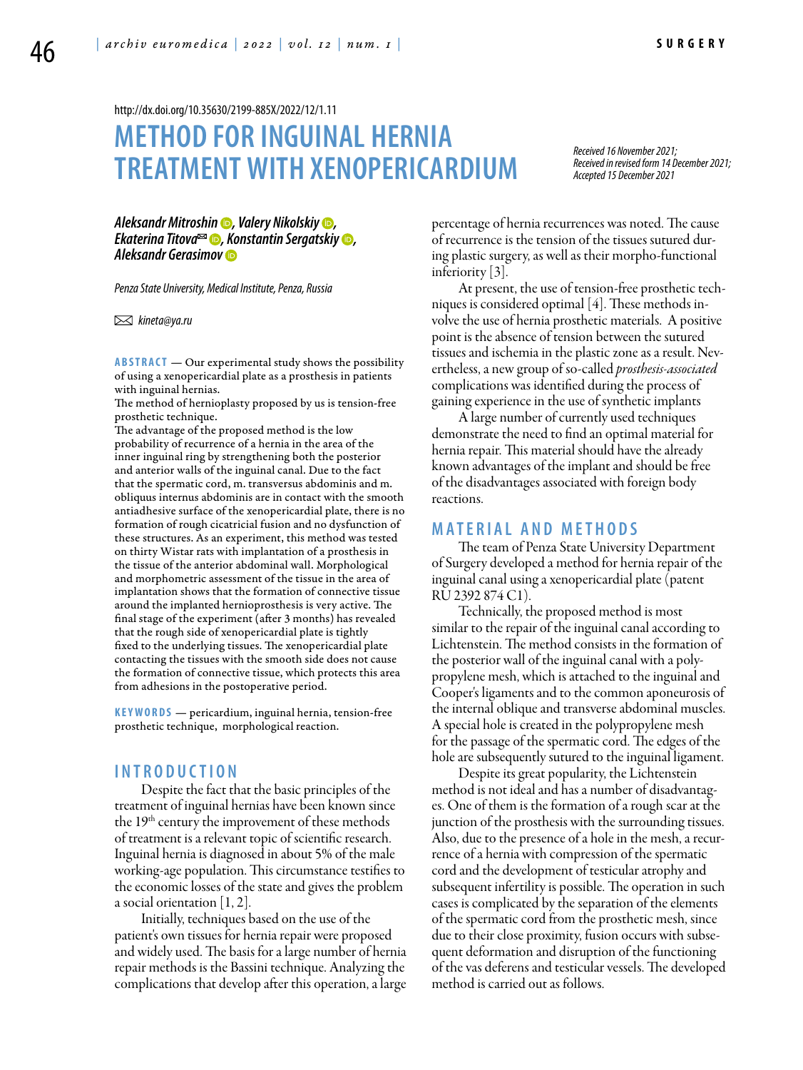http://dx.doi.org/10.35630/2199-885X/2022/12/1.11

# METHOD FOR INGUINAL HERNIA TREATMENT WITH XENOPERICARDIUM

*Received 16 November 2021; Received in revised form 14 December 2021; Accepted 15 December 2021*

***Aleksandr Mitroshin, Valery Nikolskiy, Ekaterina Titova✉, Konstantin Sergatskiy, Aleksandr Gerasimov***

*Penza State University, Medical Institute, Penza, Russia*

✉ *kineta@ya.ru*

**ABSTRACT** — Our experimental study shows the possibility of using a xenopericardial plate as a prosthesis in patients with inguinal hernias.
The method of hernioplasty proposed by us is tension-free prosthetic technique.
The advantage of the proposed method is the low probability of recurrence of a hernia in the area of the inner inguinal ring by strengthening both the posterior and anterior walls of the inguinal canal. Due to the fact that the spermatic cord, m. transversus abdominis and m. obliquus internus abdominis are in contact with the smooth antiadhesive surface of the xenopericardial plate, there is no formation of rough cicatricial fusion and no dysfunction of these structures. As an experiment, this method was tested on thirty Wistar rats with implantation of a prosthesis in the tissue of the anterior abdominal wall. Morphological and morphometric assessment of the tissue in the area of implantation shows that the formation of connective tissue around the implanted hernioprosthesis is very active. The final stage of the experiment (after 3 months) has revealed that the rough side of xenopericardial plate is tightly fixed to the underlying tissues. The xenopericardial plate contacting the tissues with the smooth side does not cause the formation of connective tissue, which protects this area from adhesions in the postoperative period.

**KEYWORDS** — pericardium, inguinal hernia, tension-free prosthetic technique, morphological reaction.

## INTRODUCTION

Despite the fact that the basic principles of the treatment of inguinal hernias have been known since the 19th century the improvement of these methods of treatment is a relevant topic of scientific research. Inguinal hernia is diagnosed in about 5% of the male working-age population. This circumstance testifies to the economic losses of the state and gives the problem a social orientation [1, 2].

Initially, techniques based on the use of the patient's own tissues for hernia repair were proposed and widely used. The basis for a large number of hernia repair methods is the Bassini technique. Analyzing the complications that develop after this operation, a large percentage of hernia recurrences was noted. The cause of recurrence is the tension of the tissues sutured during plastic surgery, as well as their morpho-functional inferiority [3].

At present, the use of tension-free prosthetic techniques is considered optimal [4]. These methods involve the use of hernia prosthetic materials. A positive point is the absence of tension between the sutured tissues and ischemia in the plastic zone as a result. Nevertheless, a new group of so-called *prosthesis-associated* complications was identified during the process of gaining experience in the use of synthetic implants

A large number of currently used techniques demonstrate the need to find an optimal material for hernia repair. This material should have the already known advantages of the implant and should be free of the disadvantages associated with foreign body reactions.

## MATERIAL AND METHODS

The team of Penza State University Department of Surgery developed a method for hernia repair of the inguinal canal using a xenopericardial plate (patent RU 2392 874 C1).

Technically, the proposed method is most similar to the repair of the inguinal canal according to Lichtenstein. The method consists in the formation of the posterior wall of the inguinal canal with a polypropylene mesh, which is attached to the inguinal and Cooper's ligaments and to the common aponeurosis of the internal oblique and transverse abdominal muscles. A special hole is created in the polypropylene mesh for the passage of the spermatic cord. The edges of the hole are subsequently sutured to the inguinal ligament.

Despite its great popularity, the Lichtenstein method is not ideal and has a number of disadvantages. One of them is the formation of a rough scar at the junction of the prosthesis with the surrounding tissues. Also, due to the presence of a hole in the mesh, a recurrence of a hernia with compression of the spermatic cord and the development of testicular atrophy and subsequent infertility is possible. The operation in such cases is complicated by the separation of the elements of the spermatic cord from the prosthetic mesh, since due to their close proximity, fusion occurs with subsequent deformation and disruption of the functioning of the vas deferens and testicular vessels. The developed method is carried out as follows.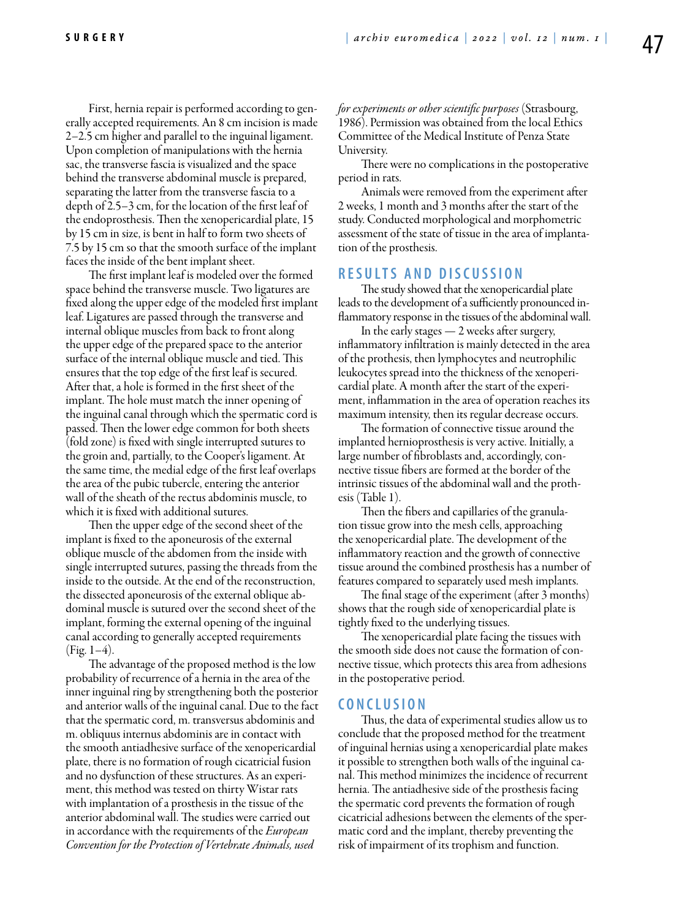First, hernia repair is performed according to generally accepted requirements. An 8 cm incision is made 2–2.5 cm higher and parallel to the inguinal ligament. Upon completion of manipulations with the hernia sac, the transverse fascia is visualized and the space behind the transverse abdominal muscle is prepared, separating the latter from the transverse fascia to a depth of 2.5–3 cm, for the location of the first leaf of the endoprosthesis. Then the xenopericardial plate, 15 by 15 cm in size, is bent in half to form two sheets of 7.5 by 15 cm so that the smooth surface of the implant faces the inside of the bent implant sheet.

The first implant leaf is modeled over the formed space behind the transverse muscle. Two ligatures are fixed along the upper edge of the modeled first implant leaf. Ligatures are passed through the transverse and internal oblique muscles from back to front along the upper edge of the prepared space to the anterior surface of the internal oblique muscle and tied. This ensures that the top edge of the first leaf is secured. After that, a hole is formed in the first sheet of the implant. The hole must match the inner opening of the inguinal canal through which the spermatic cord is passed. Then the lower edge common for both sheets (fold zone) is fixed with single interrupted sutures to the groin and, partially, to the Cooper's ligament. At the same time, the medial edge of the first leaf overlaps the area of the pubic tubercle, entering the anterior wall of the sheath of the rectus abdominis muscle, to which it is fixed with additional sutures.

Then the upper edge of the second sheet of the implant is fixed to the aponeurosis of the external oblique muscle of the abdomen from the inside with single interrupted sutures, passing the threads from the inside to the outside. At the end of the reconstruction, the dissected aponeurosis of the external oblique abdominal muscle is sutured over the second sheet of the implant, forming the external opening of the inguinal canal according to generally accepted requirements (Fig. 1–4).

The advantage of the proposed method is the low probability of recurrence of a hernia in the area of the inner inguinal ring by strengthening both the posterior and anterior walls of the inguinal canal. Due to the fact that the spermatic cord, m. transversus abdominis and m. obliquus internus abdominis are in contact with the smooth antiadhesive surface of the xenopericardial plate, there is no formation of rough cicatricial fusion and no dysfunction of these structures. As an experiment, this method was tested on thirty Wistar rats with implantation of a prosthesis in the tissue of the anterior abdominal wall. The studies were carried out in accordance with the requirements of the *European Convention for the Protection of Vertebrate Animals, used for experiments or other scientific purposes* (Strasbourg, 1986). Permission was obtained from the local Ethics Committee of the Medical Institute of Penza State University.

There were no complications in the postoperative period in rats.

Animals were removed from the experiment after 2 weeks, 1 month and 3 months after the start of the study. Conducted morphological and morphometric assessment of the state of tissue in the area of implantation of the prosthesis.

## RESULTS AND DISCUSSION

The study showed that the xenopericardial plate leads to the development of a sufficiently pronounced inflammatory response in the tissues of the abdominal wall.

In the early stages — 2 weeks after surgery, inflammatory infiltration is mainly detected in the area of the prothesis, then lymphocytes and neutrophilic leukocytes spread into the thickness of the xenopericardial plate. A month after the start of the experiment, inflammation in the area of operation reaches its maximum intensity, then its regular decrease occurs.

The formation of connective tissue around the implanted hernioprosthesis is very active. Initially, a large number of fibroblasts and, accordingly, connective tissue fibers are formed at the border of the intrinsic tissues of the abdominal wall and the prothesis (Table 1).

Then the fibers and capillaries of the granulation tissue grow into the mesh cells, approaching the xenopericardial plate. The development of the inflammatory reaction and the growth of connective tissue around the combined prosthesis has a number of features compared to separately used mesh implants.

The final stage of the experiment (after 3 months) shows that the rough side of xenopericardial plate is tightly fixed to the underlying tissues.

The xenopericardial plate facing the tissues with the smooth side does not cause the formation of connective tissue, which protects this area from adhesions in the postoperative period.

## CONCLUSION

Thus, the data of experimental studies allow us to conclude that the proposed method for the treatment of inguinal hernias using a xenopericardial plate makes it possible to strengthen both walls of the inguinal canal. This method minimizes the incidence of recurrent hernia. The antiadhesive side of the prosthesis facing the spermatic cord prevents the formation of rough cicatricial adhesions between the elements of the spermatic cord and the implant, thereby preventing the risk of impairment of its trophism and function.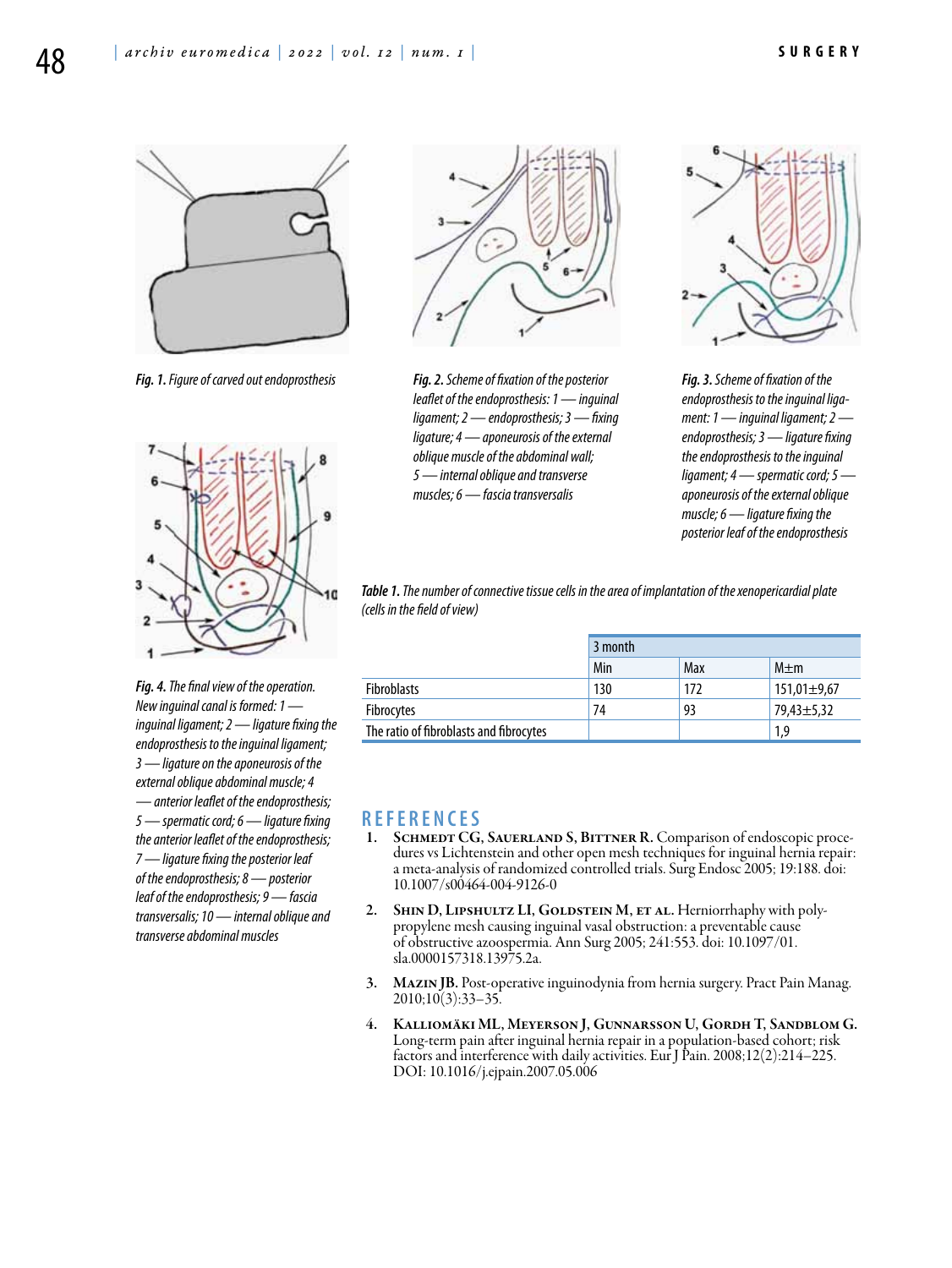*Fig. 1. Figure of carved out endoprosthesis*

*Fig. 2. Scheme of fixation of the posterior leaflet of the endoprosthesis: 1 — inguinal ligament; 2 — endoprosthesis; 3 — fixing ligature; 4 — aponeurosis of the external oblique muscle of the abdominal wall; 5 — internal oblique and transverse muscles; 6 — fascia transversalis*

*Fig. 3. Scheme of fixation of the endoprosthesis to the inguinal ligament: 1 — inguinal ligament; 2 — endoprosthesis; 3 — ligature fixing the endoprosthesis to the inguinal ligament; 4 — spermatic cord; 5 — aponeurosis of the external oblique muscle; 6 — ligature fixing the posterior leaf of the endoprosthesis*

*Fig. 4. The final view of the operation. New inguinal canal is formed: 1 — inguinal ligament; 2 — ligature fixing the endoprosthesis to the inguinal ligament; 3 — ligature on the aponeurosis of the external oblique abdominal muscle; 4 — anterior leaflet of the endoprosthesis; 5 — spermatic cord; 6 — ligature fixing the anterior leaflet of the endoprosthesis; 7 — ligature fixing the posterior leaf of the endoprosthesis; 8 — posterior leaf of the endoprosthesis; 9 — fascia transversalis; 10 — internal oblique and transverse abdominal muscles*

*Table 1. The number of connective tissue cells in the area of implantation of the xenopericardial plate (cells in the field of view)*

| | 3 month | | |
|---|---|---|---|
| | Min | Max | M±m |
| Fibroblasts | 130 | 172 | 151,01±9,67 |
| Fibrocytes | 74 | 93 | 79,43±5,32 |
| The ratio of fibroblasts and fibrocytes | | | 1,9 |

## REFERENCES

1. **Schmedt CG, Sauerland S, Bittner R.** Comparison of endoscopic procedures vs Lichtenstein and other open mesh techniques for inguinal hernia repair: a meta-analysis of randomized controlled trials. Surg Endosc 2005; 19:188. doi: 10.1007/s00464-004-9126-0
2. **Shin D, Lipshultz LI, Goldstein M, et al.** Herniorrhaphy with polypropylene mesh causing inguinal vasal obstruction: a preventable cause of obstructive azoospermia. Ann Surg 2005; 241:553. doi: 10.1097/01.sla.0000157318.13975.2a.
3. **Mazin JB.** Post-operative inguinodynia from hernia surgery. Pract Pain Manag. 2010;10(3):33–35.
4. **Kalliomäki ML, Meyerson J, Gunnarsson U, Gordh T, Sandblom G.** Long-term pain after inguinal hernia repair in a population-based cohort; risk factors and interference with daily activities. Eur J Pain. 2008;12(2):214–225. DOI: 10.1016/j.ejpain.2007.05.006